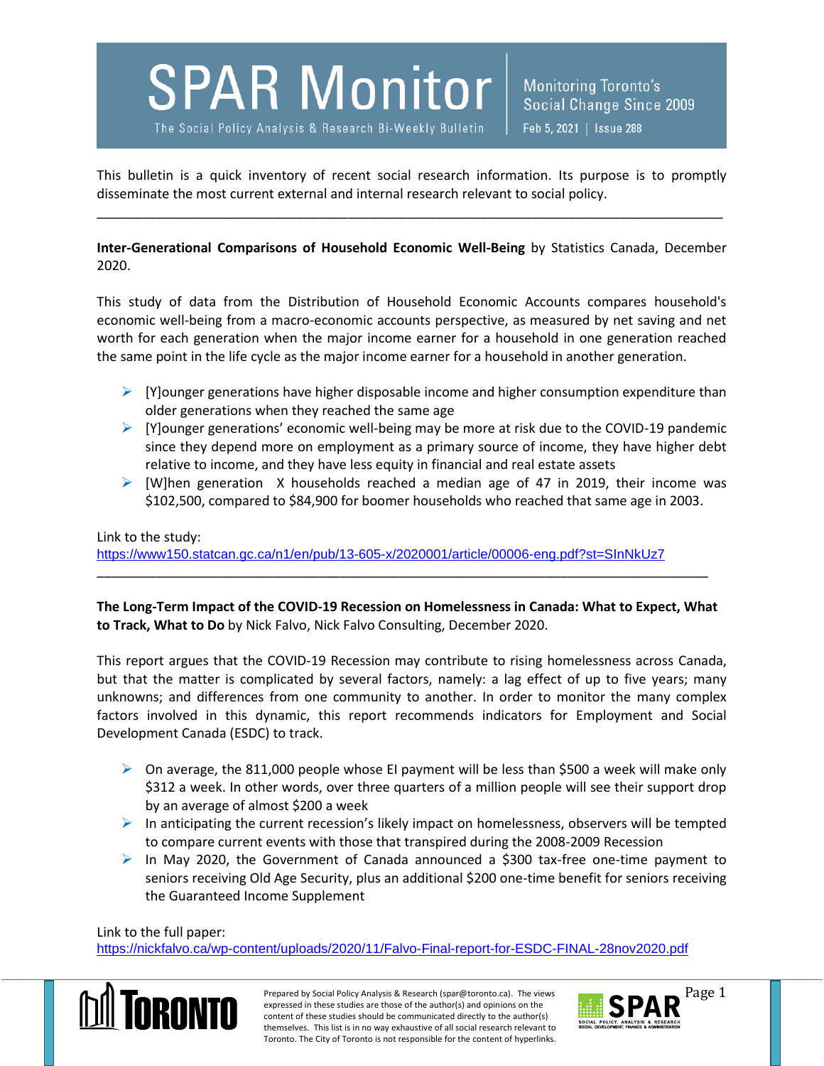# SPAR Monitor

The Social Policy Analysis & Research Bi-Weekly Bulletin

Monitoring Toronto's Social Change Since 2009

Feb 5, 2021 | Issue 288

This bulletin is a quick inventory of recent social research information. Its purpose is to promptly disseminate the most current external and internal research relevant to social policy.

---

**Inter-Generational Comparisons of Household Economic Well-Being** by Statistics Canada, December 2020.

This study of data from the Distribution of Household Economic Accounts compares household's economic well-being from a macro-economic accounts perspective, as measured by net saving and net worth for each generation when the major income earner for a household in one generation reached the same point in the life cycle as the major income earner for a household in another generation.

- [Y]ounger generations have higher disposable income and higher consumption expenditure than older generations when they reached the same age
- [Y]ounger generations' economic well-being may be more at risk due to the COVID-19 pandemic since they depend more on employment as a primary source of income, they have higher debt relative to income, and they have less equity in financial and real estate assets
- [W]hen generation X households reached a median age of 47 in 2019, their income was $102,500, compared to $84,900 for boomer households who reached that same age in 2003.

Link to the study:
https://www150.statcan.gc.ca/n1/en/pub/13-605-x/2020001/article/00006-eng.pdf?st=SInNkUz7

---

**The Long-Term Impact of the COVID-19 Recession on Homelessness in Canada: What to Expect, What to Track, What to Do** by Nick Falvo, Nick Falvo Consulting, December 2020.

This report argues that the COVID-19 Recession may contribute to rising homelessness across Canada, but that the matter is complicated by several factors, namely: a lag effect of up to five years; many unknowns; and differences from one community to another. In order to monitor the many complex factors involved in this dynamic, this report recommends indicators for Employment and Social Development Canada (ESDC) to track.

- On average, the 811,000 people whose EI payment will be less than $500 a week will make only $312 a week. In other words, over three quarters of a million people will see their support drop by an average of almost $200 a week
- In anticipating the current recession's likely impact on homelessness, observers will be tempted to compare current events with those that transpired during the 2008-2009 Recession
- In May 2020, the Government of Canada announced a $300 tax-free one-time payment to seniors receiving Old Age Security, plus an additional $200 one-time benefit for seniors receiving the Guaranteed Income Supplement

Link to the full paper:
https://nickfalvo.ca/wp-content/uploads/2020/11/Falvo-Final-report-for-ESDC-FINAL-28nov2020.pdf

Prepared by Social Policy Analysis & Research (spar@toronto.ca). The views expressed in these studies are those of the author(s) and opinions on the content of these studies should be communicated directly to the author(s) themselves. This list is in no way exhaustive of all social research relevant to Toronto. The City of Toronto is not responsible for the content of hyperlinks.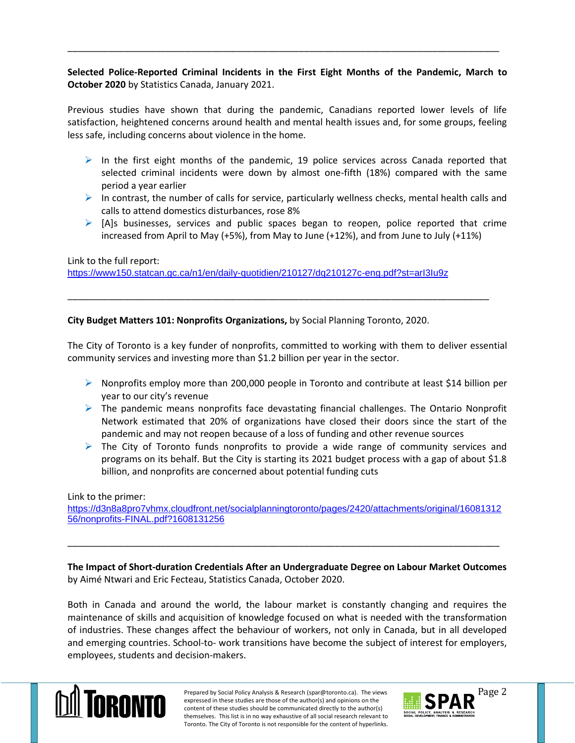---

**Selected Police-Reported Criminal Incidents in the First Eight Months of the Pandemic, March to October 2020** by Statistics Canada, January 2021.

Previous studies have shown that during the pandemic, Canadians reported lower levels of life satisfaction, heightened concerns around health and mental health issues and, for some groups, feeling less safe, including concerns about violence in the home.

- In the first eight months of the pandemic, 19 police services across Canada reported that selected criminal incidents were down by almost one-fifth (18%) compared with the same period a year earlier
- In contrast, the number of calls for service, particularly wellness checks, mental health calls and calls to attend domestics disturbances, rose 8%
- [A]s businesses, services and public spaces began to reopen, police reported that crime increased from April to May (+5%), from May to June (+12%), and from June to July (+11%)

Link to the full report:
https://www150.statcan.gc.ca/n1/en/daily-quotidien/210127/dq210127c-eng.pdf?st=arI3Iu9z

---

**City Budget Matters 101: Nonprofits Organizations,** by Social Planning Toronto, 2020.

The City of Toronto is a key funder of nonprofits, committed to working with them to deliver essential community services and investing more than $1.2 billion per year in the sector.

- Nonprofits employ more than 200,000 people in Toronto and contribute at least $14 billion per year to our city's revenue
- The pandemic means nonprofits face devastating financial challenges. The Ontario Nonprofit Network estimated that 20% of organizations have closed their doors since the start of the pandemic and may not reopen because of a loss of funding and other revenue sources
- The City of Toronto funds nonprofits to provide a wide range of community services and programs on its behalf. But the City is starting its 2021 budget process with a gap of about $1.8 billion, and nonprofits are concerned about potential funding cuts

Link to the primer:
https://d3n8a8pro7vhmx.cloudfront.net/socialplanningtoronto/pages/2420/attachments/original/1608131256/nonprofits-FINAL.pdf?1608131256

---

**The Impact of Short-duration Credentials After an Undergraduate Degree on Labour Market Outcomes** by Aimé Ntwari and Eric Fecteau, Statistics Canada, October 2020.

Both in Canada and around the world, the labour market is constantly changing and requires the maintenance of skills and acquisition of knowledge focused on what is needed with the transformation of industries. These changes affect the behaviour of workers, not only in Canada, but in all developed and emerging countries. School-to- work transitions have become the subject of interest for employers, employees, students and decision-makers.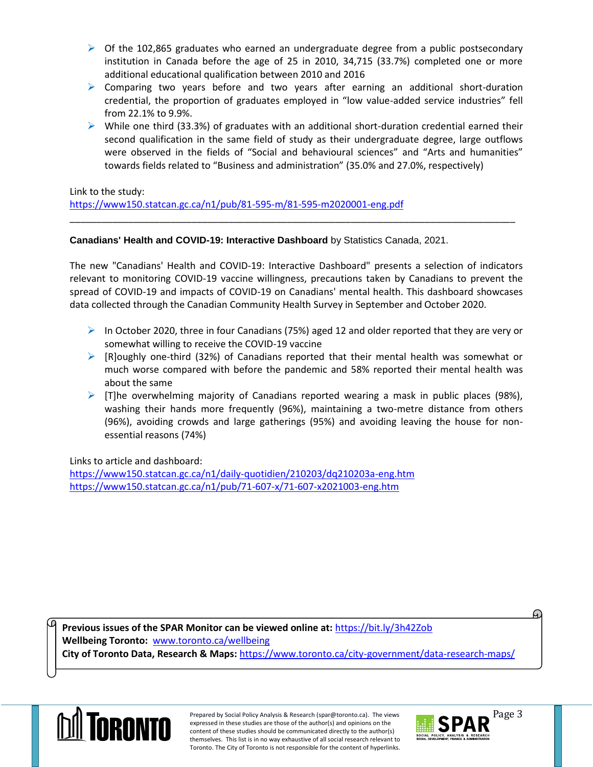- Of the 102,865 graduates who earned an undergraduate degree from a public postsecondary institution in Canada before the age of 25 in 2010, 34,715 (33.7%) completed one or more additional educational qualification between 2010 and 2016
- Comparing two years before and two years after earning an additional short-duration credential, the proportion of graduates employed in "low value-added service industries" fell from 22.1% to 9.9%.
- While one third (33.3%) of graduates with an additional short-duration credential earned their second qualification in the same field of study as their undergraduate degree, large outflows were observed in the fields of "Social and behavioural sciences" and "Arts and humanities" towards fields related to "Business and administration" (35.0% and 27.0%, respectively)

Link to the study:
https://www150.statcan.gc.ca/n1/pub/81-595-m/81-595-m2020001-eng.pdf

---

**Canadians' Health and COVID-19: Interactive Dashboard** by Statistics Canada, 2021.

The new "Canadians' Health and COVID-19: Interactive Dashboard" presents a selection of indicators relevant to monitoring COVID-19 vaccine willingness, precautions taken by Canadians to prevent the spread of COVID-19 and impacts of COVID-19 on Canadians' mental health. This dashboard showcases data collected through the Canadian Community Health Survey in September and October 2020.

- In October 2020, three in four Canadians (75%) aged 12 and older reported that they are very or somewhat willing to receive the COVID-19 vaccine
- [R]oughly one-third (32%) of Canadians reported that their mental health was somewhat or much worse compared with before the pandemic and 58% reported their mental health was about the same
- [T]he overwhelming majority of Canadians reported wearing a mask in public places (98%), washing their hands more frequently (96%), maintaining a two-metre distance from others (96%), avoiding crowds and large gatherings (95%) and avoiding leaving the house for non-essential reasons (74%)

Links to article and dashboard:
https://www150.statcan.gc.ca/n1/daily-quotidien/210203/dq210203a-eng.htm
https://www150.statcan.gc.ca/n1/pub/71-607-x/71-607-x2021003-eng.htm

**Previous issues of the SPAR Monitor can be viewed online at:** https://bit.ly/3h42Zob
**Wellbeing Toronto:** www.toronto.ca/wellbeing
**City of Toronto Data, Research & Maps:** https://www.toronto.ca/city-government/data-research-maps/

Prepared by Social Policy Analysis & Research (spar@toronto.ca). The views expressed in these studies are those of the author(s) and opinions on the content of these studies should be communicated directly to the author(s) themselves. This list is in no way exhaustive of all social research relevant to Toronto. The City of Toronto is not responsible for the content of hyperlinks.